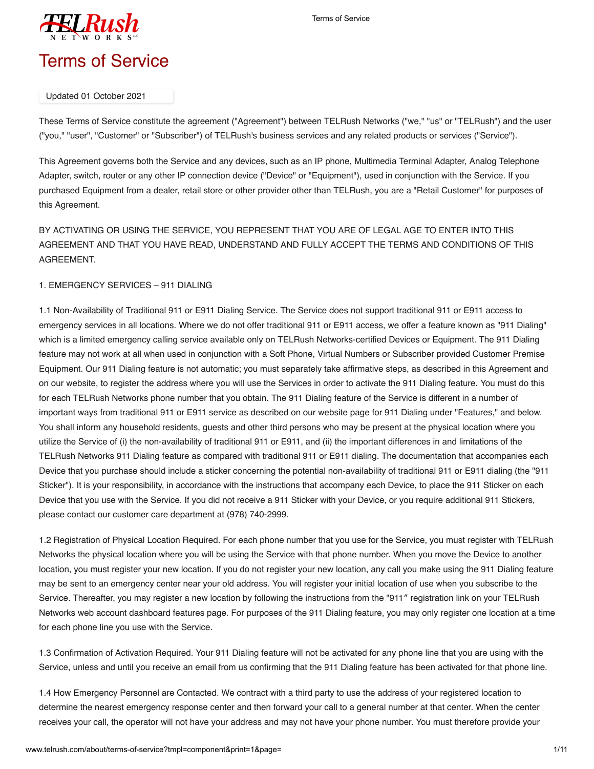# Terms of Service

Updated 01 October 2021

These Terms of Service constitute the agreement ("Agreement") between TELRush Networks ("we," "us" or "TELRush") and the user ("you," "user", "Customer" or "Subscriber") of TELRush's business services and any related products or services ("Service").

This Agreement governs both the Service and any devices, such as an IP phone, Multimedia Terminal Adapter, Analog Telephone Adapter, switch, router or any other IP connection device ("Device" or "Equipment"), used in conjunction with the Service. If you purchased Equipment from a dealer, retail store or other provider other than TELRush, you are a "Retail Customer" for purposes of this Agreement.

BY ACTIVATING OR USING THE SERVICE, YOU REPRESENT THAT YOU ARE OF LEGAL AGE TO ENTER INTO THIS AGREEMENT AND THAT YOU HAVE READ, UNDERSTAND AND FULLY ACCEPT THE TERMS AND CONDITIONS OF THIS AGREEMENT.

1. EMERGENCY SERVICES – 911 DIALING

1.1 Non-Availability of Traditional 911 or E911 Dialing Service. The Service does not support traditional 911 or E911 access to emergency services in all locations. Where we do not offer traditional 911 or E911 access, we offer a feature known as "911 Dialing" which is a limited emergency calling service available only on TELRush Networks-certified Devices or Equipment. The 911 Dialing feature may not work at all when used in conjunction with a Soft Phone, Virtual Numbers or Subscriber provided Customer Premise Equipment. Our 911 Dialing feature is not automatic; you must separately take affirmative steps, as described in this Agreement and on our website, to register the address where you will use the Services in order to activate the 911 Dialing feature. You must do this for each TELRush Networks phone number that you obtain. The 911 Dialing feature of the Service is different in a number of important ways from traditional 911 or E911 service as described on our website page for 911 Dialing under "Features," and below. You shall inform any household residents, guests and other third persons who may be present at the physical location where you utilize the Service of (i) the non-availability of traditional 911 or E911, and (ii) the important differences in and limitations of the TELRush Networks 911 Dialing feature as compared with traditional 911 or E911 dialing. The documentation that accompanies each Device that you purchase should include a sticker concerning the potential non-availability of traditional 911 or E911 dialing (the "911 Sticker"). It is your responsibility, in accordance with the instructions that accompany each Device, to place the 911 Sticker on each Device that you use with the Service. If you did not receive a 911 Sticker with your Device, or you require additional 911 Stickers, please contact our customer care department at (978) 740-2999.

1.2 Registration of Physical Location Required. For each phone number that you use for the Service, you must register with TELRush Networks the physical location where you will be using the Service with that phone number. When you move the Device to another location, you must register your new location. If you do not register your new location, any call you make using the 911 Dialing feature may be sent to an emergency center near your old address. You will register your initial location of use when you subscribe to the Service. Thereafter, you may register a new location by following the instructions from the "911″ registration link on your TELRush Networks web account dashboard features page. For purposes of the 911 Dialing feature, you may only register one location at a time for each phone line you use with the Service.

1.3 Confirmation of Activation Required. Your 911 Dialing feature will not be activated for any phone line that you are using with the Service, unless and until you receive an email from us confirming that the 911 Dialing feature has been activated for that phone line.

1.4 How Emergency Personnel are Contacted. We contract with a third party to use the address of your registered location to determine the nearest emergency response center and then forward your call to a general number at that center. When the center receives your call, the operator will not have your address and may not have your phone number. You must therefore provide your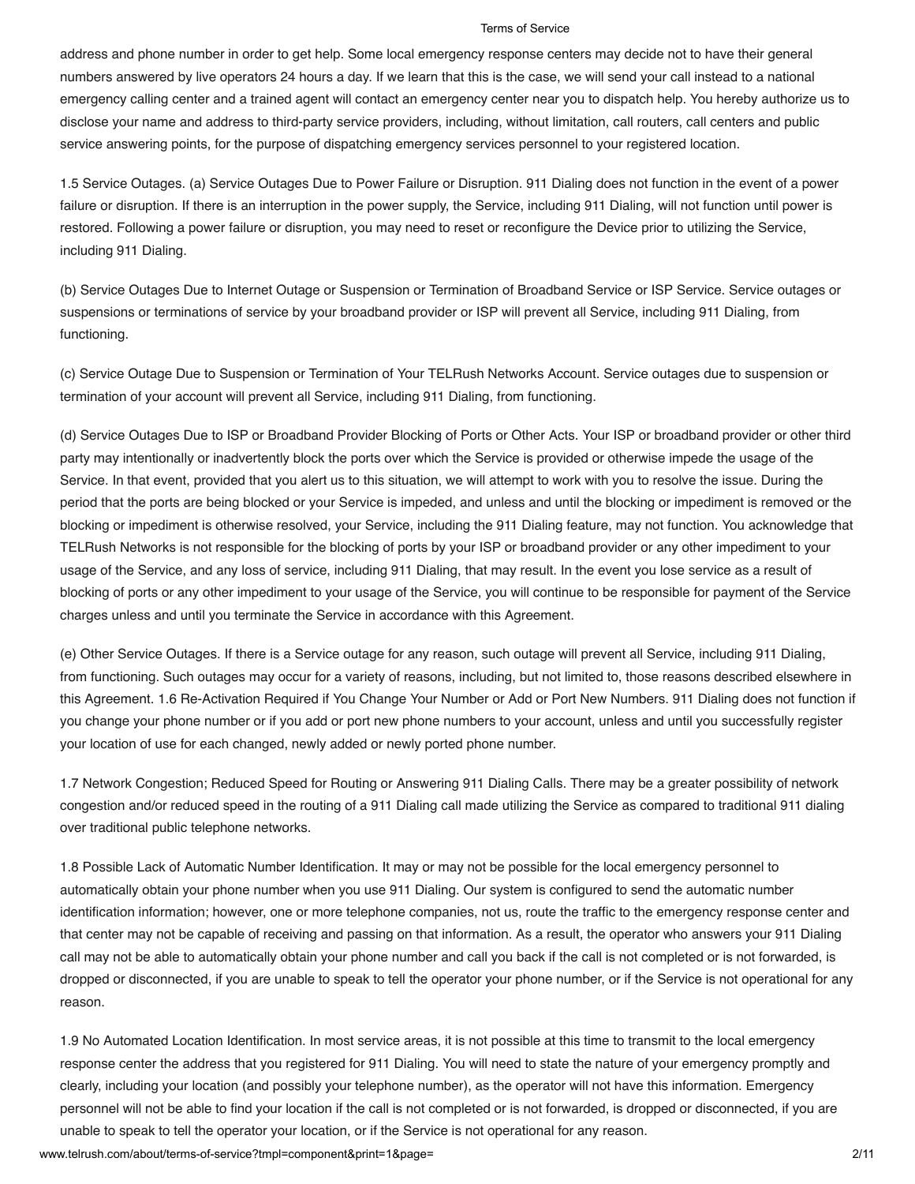address and phone number in order to get help. Some local emergency response centers may decide not to have their general numbers answered by live operators 24 hours a day. If we learn that this is the case, we will send your call instead to a national emergency calling center and a trained agent will contact an emergency center near you to dispatch help. You hereby authorize us to disclose your name and address to third-party service providers, including, without limitation, call routers, call centers and public service answering points, for the purpose of dispatching emergency services personnel to your registered location.

1.5 Service Outages. (a) Service Outages Due to Power Failure or Disruption. 911 Dialing does not function in the event of a power failure or disruption. If there is an interruption in the power supply, the Service, including 911 Dialing, will not function until power is restored. Following a power failure or disruption, you may need to reset or reconfigure the Device prior to utilizing the Service, including 911 Dialing.

(b) Service Outages Due to Internet Outage or Suspension or Termination of Broadband Service or ISP Service. Service outages or suspensions or terminations of service by your broadband provider or ISP will prevent all Service, including 911 Dialing, from functioning.

(c) Service Outage Due to Suspension or Termination of Your TELRush Networks Account. Service outages due to suspension or termination of your account will prevent all Service, including 911 Dialing, from functioning.

(d) Service Outages Due to ISP or Broadband Provider Blocking of Ports or Other Acts. Your ISP or broadband provider or other third party may intentionally or inadvertently block the ports over which the Service is provided or otherwise impede the usage of the Service. In that event, provided that you alert us to this situation, we will attempt to work with you to resolve the issue. During the period that the ports are being blocked or your Service is impeded, and unless and until the blocking or impediment is removed or the blocking or impediment is otherwise resolved, your Service, including the 911 Dialing feature, may not function. You acknowledge that TELRush Networks is not responsible for the blocking of ports by your ISP or broadband provider or any other impediment to your usage of the Service, and any loss of service, including 911 Dialing, that may result. In the event you lose service as a result of blocking of ports or any other impediment to your usage of the Service, you will continue to be responsible for payment of the Service charges unless and until you terminate the Service in accordance with this Agreement.

(e) Other Service Outages. If there is a Service outage for any reason, such outage will prevent all Service, including 911 Dialing, from functioning. Such outages may occur for a variety of reasons, including, but not limited to, those reasons described elsewhere in this Agreement. 1.6 Re-Activation Required if You Change Your Number or Add or Port New Numbers. 911 Dialing does not function if you change your phone number or if you add or port new phone numbers to your account, unless and until you successfully register your location of use for each changed, newly added or newly ported phone number.

1.7 Network Congestion; Reduced Speed for Routing or Answering 911 Dialing Calls. There may be a greater possibility of network congestion and/or reduced speed in the routing of a 911 Dialing call made utilizing the Service as compared to traditional 911 dialing over traditional public telephone networks.

1.8 Possible Lack of Automatic Number Identification. It may or may not be possible for the local emergency personnel to automatically obtain your phone number when you use 911 Dialing. Our system is configured to send the automatic number identification information; however, one or more telephone companies, not us, route the traffic to the emergency response center and that center may not be capable of receiving and passing on that information. As a result, the operator who answers your 911 Dialing call may not be able to automatically obtain your phone number and call you back if the call is not completed or is not forwarded, is dropped or disconnected, if you are unable to speak to tell the operator your phone number, or if the Service is not operational for any reason.

1.9 No Automated Location Identification. In most service areas, it is not possible at this time to transmit to the local emergency response center the address that you registered for 911 Dialing. You will need to state the nature of your emergency promptly and clearly, including your location (and possibly your telephone number), as the operator will not have this information. Emergency personnel will not be able to find your location if the call is not completed or is not forwarded, is dropped or disconnected, if you are unable to speak to tell the operator your location, or if the Service is not operational for any reason.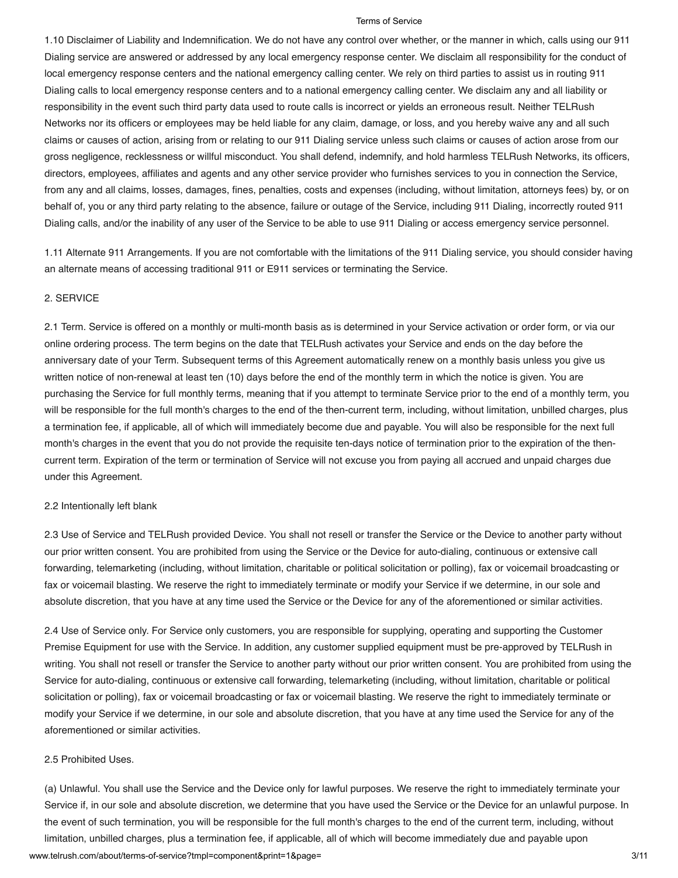1.10 Disclaimer of Liability and Indemnification. We do not have any control over whether, or the manner in which, calls using our 911 Dialing service are answered or addressed by any local emergency response center. We disclaim all responsibility for the conduct of local emergency response centers and the national emergency calling center. We rely on third parties to assist us in routing 911 Dialing calls to local emergency response centers and to a national emergency calling center. We disclaim any and all liability or responsibility in the event such third party data used to route calls is incorrect or yields an erroneous result. Neither TELRush Networks nor its officers or employees may be held liable for any claim, damage, or loss, and you hereby waive any and all such claims or causes of action, arising from or relating to our 911 Dialing service unless such claims or causes of action arose from our gross negligence, recklessness or willful misconduct. You shall defend, indemnify, and hold harmless TELRush Networks, its officers, directors, employees, affiliates and agents and any other service provider who furnishes services to you in connection the Service, from any and all claims, losses, damages, fines, penalties, costs and expenses (including, without limitation, attorneys fees) by, or on behalf of, you or any third party relating to the absence, failure or outage of the Service, including 911 Dialing, incorrectly routed 911 Dialing calls, and/or the inability of any user of the Service to be able to use 911 Dialing or access emergency service personnel.

1.11 Alternate 911 Arrangements. If you are not comfortable with the limitations of the 911 Dialing service, you should consider having an alternate means of accessing traditional 911 or E911 services or terminating the Service.

2. SERVICE

2.1 Term. Service is offered on a monthly or multi-month basis as is determined in your Service activation or order form, or via our online ordering process. The term begins on the date that TELRush activates your Service and ends on the day before the anniversary date of your Term. Subsequent terms of this Agreement automatically renew on a monthly basis unless you give us written notice of non-renewal at least ten (10) days before the end of the monthly term in which the notice is given. You are purchasing the Service for full monthly terms, meaning that if you attempt to terminate Service prior to the end of a monthly term, you will be responsible for the full month's charges to the end of the then-current term, including, without limitation, unbilled charges, plus a termination fee, if applicable, all of which will immediately become due and payable. You will also be responsible for the next full month's charges in the event that you do not provide the requisite ten-days notice of termination prior to the expiration of the then-current term. Expiration of the term or termination of Service will not excuse you from paying all accrued and unpaid charges due under this Agreement.

2.2 Intentionally left blank

2.3 Use of Service and TELRush provided Device. You shall not resell or transfer the Service or the Device to another party without our prior written consent. You are prohibited from using the Service or the Device for auto-dialing, continuous or extensive call forwarding, telemarketing (including, without limitation, charitable or political solicitation or polling), fax or voicemail broadcasting or fax or voicemail blasting. We reserve the right to immediately terminate or modify your Service if we determine, in our sole and absolute discretion, that you have at any time used the Service or the Device for any of the aforementioned or similar activities.

2.4 Use of Service only. For Service only customers, you are responsible for supplying, operating and supporting the Customer Premise Equipment for use with the Service. In addition, any customer supplied equipment must be pre-approved by TELRush in writing. You shall not resell or transfer the Service to another party without our prior written consent. You are prohibited from using the Service for auto-dialing, continuous or extensive call forwarding, telemarketing (including, without limitation, charitable or political solicitation or polling), fax or voicemail broadcasting or fax or voicemail blasting. We reserve the right to immediately terminate or modify your Service if we determine, in our sole and absolute discretion, that you have at any time used the Service for any of the aforementioned or similar activities.

2.5 Prohibited Uses.

(a) Unlawful. You shall use the Service and the Device only for lawful purposes. We reserve the right to immediately terminate your Service if, in our sole and absolute discretion, we determine that you have used the Service or the Device for an unlawful purpose. In the event of such termination, you will be responsible for the full month's charges to the end of the current term, including, without limitation, unbilled charges, plus a termination fee, if applicable, all of which will become immediately due and payable upon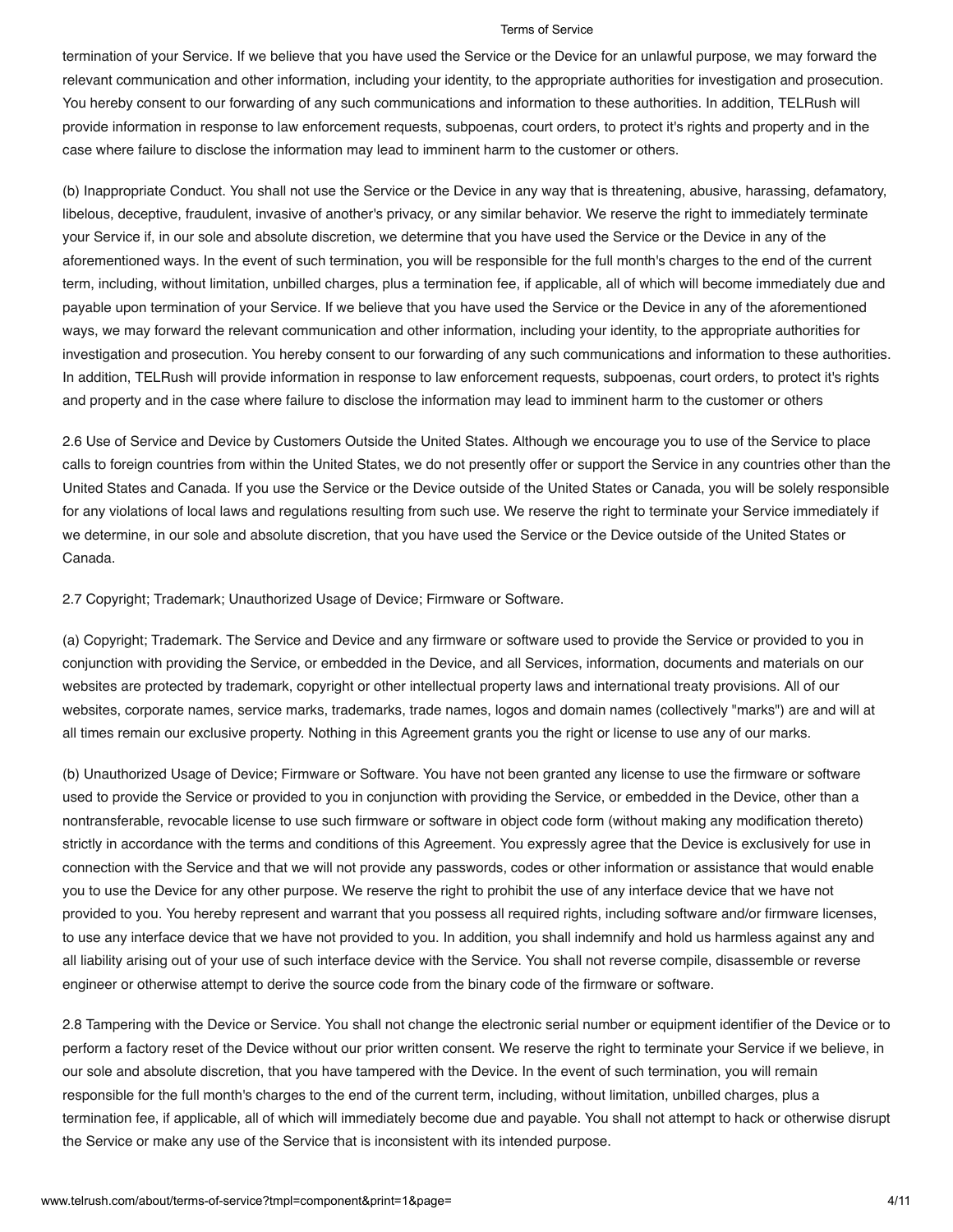termination of your Service. If we believe that you have used the Service or the Device for an unlawful purpose, we may forward the relevant communication and other information, including your identity, to the appropriate authorities for investigation and prosecution. You hereby consent to our forwarding of any such communications and information to these authorities. In addition, TELRush will provide information in response to law enforcement requests, subpoenas, court orders, to protect it's rights and property and in the case where failure to disclose the information may lead to imminent harm to the customer or others.

(b) Inappropriate Conduct. You shall not use the Service or the Device in any way that is threatening, abusive, harassing, defamatory, libelous, deceptive, fraudulent, invasive of another's privacy, or any similar behavior. We reserve the right to immediately terminate your Service if, in our sole and absolute discretion, we determine that you have used the Service or the Device in any of the aforementioned ways. In the event of such termination, you will be responsible for the full month's charges to the end of the current term, including, without limitation, unbilled charges, plus a termination fee, if applicable, all of which will become immediately due and payable upon termination of your Service. If we believe that you have used the Service or the Device in any of the aforementioned ways, we may forward the relevant communication and other information, including your identity, to the appropriate authorities for investigation and prosecution. You hereby consent to our forwarding of any such communications and information to these authorities. In addition, TELRush will provide information in response to law enforcement requests, subpoenas, court orders, to protect it's rights and property and in the case where failure to disclose the information may lead to imminent harm to the customer or others

2.6 Use of Service and Device by Customers Outside the United States. Although we encourage you to use of the Service to place calls to foreign countries from within the United States, we do not presently offer or support the Service in any countries other than the United States and Canada. If you use the Service or the Device outside of the United States or Canada, you will be solely responsible for any violations of local laws and regulations resulting from such use. We reserve the right to terminate your Service immediately if we determine, in our sole and absolute discretion, that you have used the Service or the Device outside of the United States or Canada.

2.7 Copyright; Trademark; Unauthorized Usage of Device; Firmware or Software.

(a) Copyright; Trademark. The Service and Device and any firmware or software used to provide the Service or provided to you in conjunction with providing the Service, or embedded in the Device, and all Services, information, documents and materials on our websites are protected by trademark, copyright or other intellectual property laws and international treaty provisions. All of our websites, corporate names, service marks, trademarks, trade names, logos and domain names (collectively "marks") are and will at all times remain our exclusive property. Nothing in this Agreement grants you the right or license to use any of our marks.

(b) Unauthorized Usage of Device; Firmware or Software. You have not been granted any license to use the firmware or software used to provide the Service or provided to you in conjunction with providing the Service, or embedded in the Device, other than a nontransferable, revocable license to use such firmware or software in object code form (without making any modification thereto) strictly in accordance with the terms and conditions of this Agreement. You expressly agree that the Device is exclusively for use in connection with the Service and that we will not provide any passwords, codes or other information or assistance that would enable you to use the Device for any other purpose. We reserve the right to prohibit the use of any interface device that we have not provided to you. You hereby represent and warrant that you possess all required rights, including software and/or firmware licenses, to use any interface device that we have not provided to you. In addition, you shall indemnify and hold us harmless against any and all liability arising out of your use of such interface device with the Service. You shall not reverse compile, disassemble or reverse engineer or otherwise attempt to derive the source code from the binary code of the firmware or software.

2.8 Tampering with the Device or Service. You shall not change the electronic serial number or equipment identifier of the Device or to perform a factory reset of the Device without our prior written consent. We reserve the right to terminate your Service if we believe, in our sole and absolute discretion, that you have tampered with the Device. In the event of such termination, you will remain responsible for the full month's charges to the end of the current term, including, without limitation, unbilled charges, plus a termination fee, if applicable, all of which will immediately become due and payable. You shall not attempt to hack or otherwise disrupt the Service or make any use of the Service that is inconsistent with its intended purpose.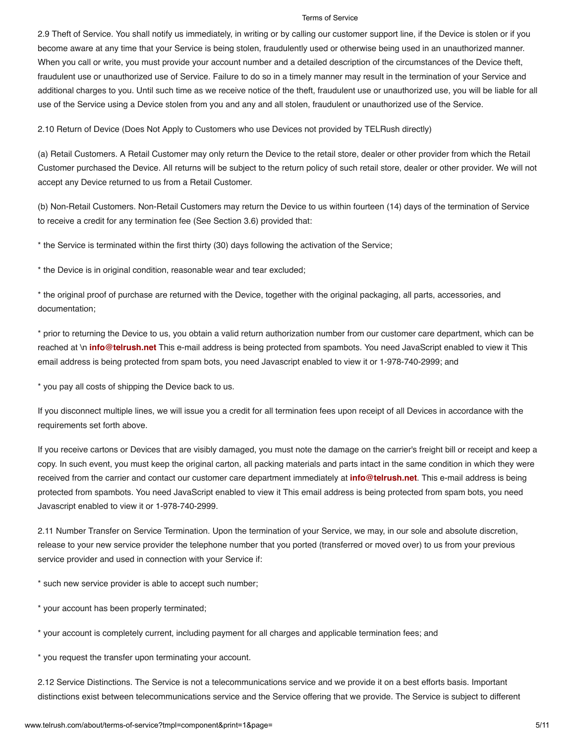2.9 Theft of Service. You shall notify us immediately, in writing or by calling our customer support line, if the Device is stolen or if you become aware at any time that your Service is being stolen, fraudulently used or otherwise being used in an unauthorized manner. When you call or write, you must provide your account number and a detailed description of the circumstances of the Device theft, fraudulent use or unauthorized use of Service. Failure to do so in a timely manner may result in the termination of your Service and additional charges to you. Until such time as we receive notice of the theft, fraudulent use or unauthorized use, you will be liable for all use of the Service using a Device stolen from you and any and all stolen, fraudulent or unauthorized use of the Service.

2.10 Return of Device (Does Not Apply to Customers who use Devices not provided by TELRush directly)

(a) Retail Customers. A Retail Customer may only return the Device to the retail store, dealer or other provider from which the Retail Customer purchased the Device. All returns will be subject to the return policy of such retail store, dealer or other provider. We will not accept any Device returned to us from a Retail Customer.

(b) Non-Retail Customers. Non-Retail Customers may return the Device to us within fourteen (14) days of the termination of Service to receive a credit for any termination fee (See Section 3.6) provided that:

* the Service is terminated within the first thirty (30) days following the activation of the Service;

* the Device is in original condition, reasonable wear and tear excluded;

* the original proof of purchase are returned with the Device, together with the original packaging, all parts, accessories, and documentation;

* prior to returning the Device to us, you obtain a valid return authorization number from our customer care department, which can be reached at \n **info@telrush.net** This e-mail address is being protected from spambots. You need JavaScript enabled to view it This email address is being protected from spam bots, you need Javascript enabled to view it or 1-978-740-2999; and

* you pay all costs of shipping the Device back to us.

If you disconnect multiple lines, we will issue you a credit for all termination fees upon receipt of all Devices in accordance with the requirements set forth above.

If you receive cartons or Devices that are visibly damaged, you must note the damage on the carrier's freight bill or receipt and keep a copy. In such event, you must keep the original carton, all packing materials and parts intact in the same condition in which they were received from the carrier and contact our customer care department immediately at **info@telrush.net**. This e-mail address is being protected from spambots. You need JavaScript enabled to view it This email address is being protected from spam bots, you need Javascript enabled to view it or 1-978-740-2999.

2.11 Number Transfer on Service Termination. Upon the termination of your Service, we may, in our sole and absolute discretion, release to your new service provider the telephone number that you ported (transferred or moved over) to us from your previous service provider and used in connection with your Service if:

* such new service provider is able to accept such number;

* your account has been properly terminated;

* your account is completely current, including payment for all charges and applicable termination fees; and

* you request the transfer upon terminating your account.

2.12 Service Distinctions. The Service is not a telecommunications service and we provide it on a best efforts basis. Important distinctions exist between telecommunications service and the Service offering that we provide. The Service is subject to different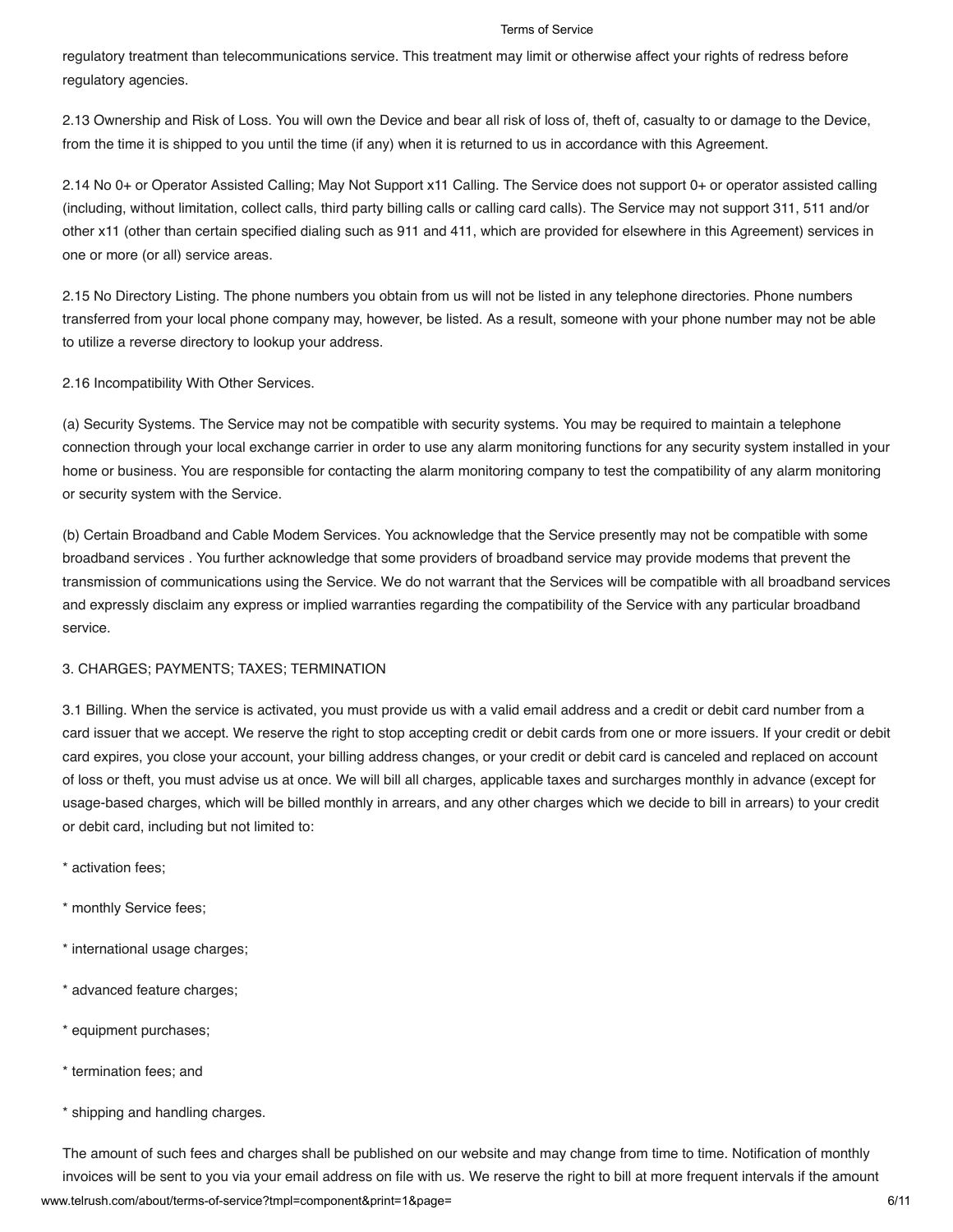regulatory treatment than telecommunications service. This treatment may limit or otherwise affect your rights of redress before regulatory agencies.

2.13 Ownership and Risk of Loss. You will own the Device and bear all risk of loss of, theft of, casualty to or damage to the Device, from the time it is shipped to you until the time (if any) when it is returned to us in accordance with this Agreement.

2.14 No 0+ or Operator Assisted Calling; May Not Support x11 Calling. The Service does not support 0+ or operator assisted calling (including, without limitation, collect calls, third party billing calls or calling card calls). The Service may not support 311, 511 and/or other x11 (other than certain specified dialing such as 911 and 411, which are provided for elsewhere in this Agreement) services in one or more (or all) service areas.

2.15 No Directory Listing. The phone numbers you obtain from us will not be listed in any telephone directories. Phone numbers transferred from your local phone company may, however, be listed. As a result, someone with your phone number may not be able to utilize a reverse directory to lookup your address.

2.16 Incompatibility With Other Services.

(a) Security Systems. The Service may not be compatible with security systems. You may be required to maintain a telephone connection through your local exchange carrier in order to use any alarm monitoring functions for any security system installed in your home or business. You are responsible for contacting the alarm monitoring company to test the compatibility of any alarm monitoring or security system with the Service.

(b) Certain Broadband and Cable Modem Services. You acknowledge that the Service presently may not be compatible with some broadband services . You further acknowledge that some providers of broadband service may provide modems that prevent the transmission of communications using the Service. We do not warrant that the Services will be compatible with all broadband services and expressly disclaim any express or implied warranties regarding the compatibility of the Service with any particular broadband service.

3. CHARGES; PAYMENTS; TAXES; TERMINATION

3.1 Billing. When the service is activated, you must provide us with a valid email address and a credit or debit card number from a card issuer that we accept. We reserve the right to stop accepting credit or debit cards from one or more issuers. If your credit or debit card expires, you close your account, your billing address changes, or your credit or debit card is canceled and replaced on account of loss or theft, you must advise us at once. We will bill all charges, applicable taxes and surcharges monthly in advance (except for usage-based charges, which will be billed monthly in arrears, and any other charges which we decide to bill in arrears) to your credit or debit card, including but not limited to:

* activation fees;

* monthly Service fees;

* international usage charges;

* advanced feature charges;

* equipment purchases;

* termination fees; and

* shipping and handling charges.

The amount of such fees and charges shall be published on our website and may change from time to time. Notification of monthly invoices will be sent to you via your email address on file with us. We reserve the right to bill at more frequent intervals if the amount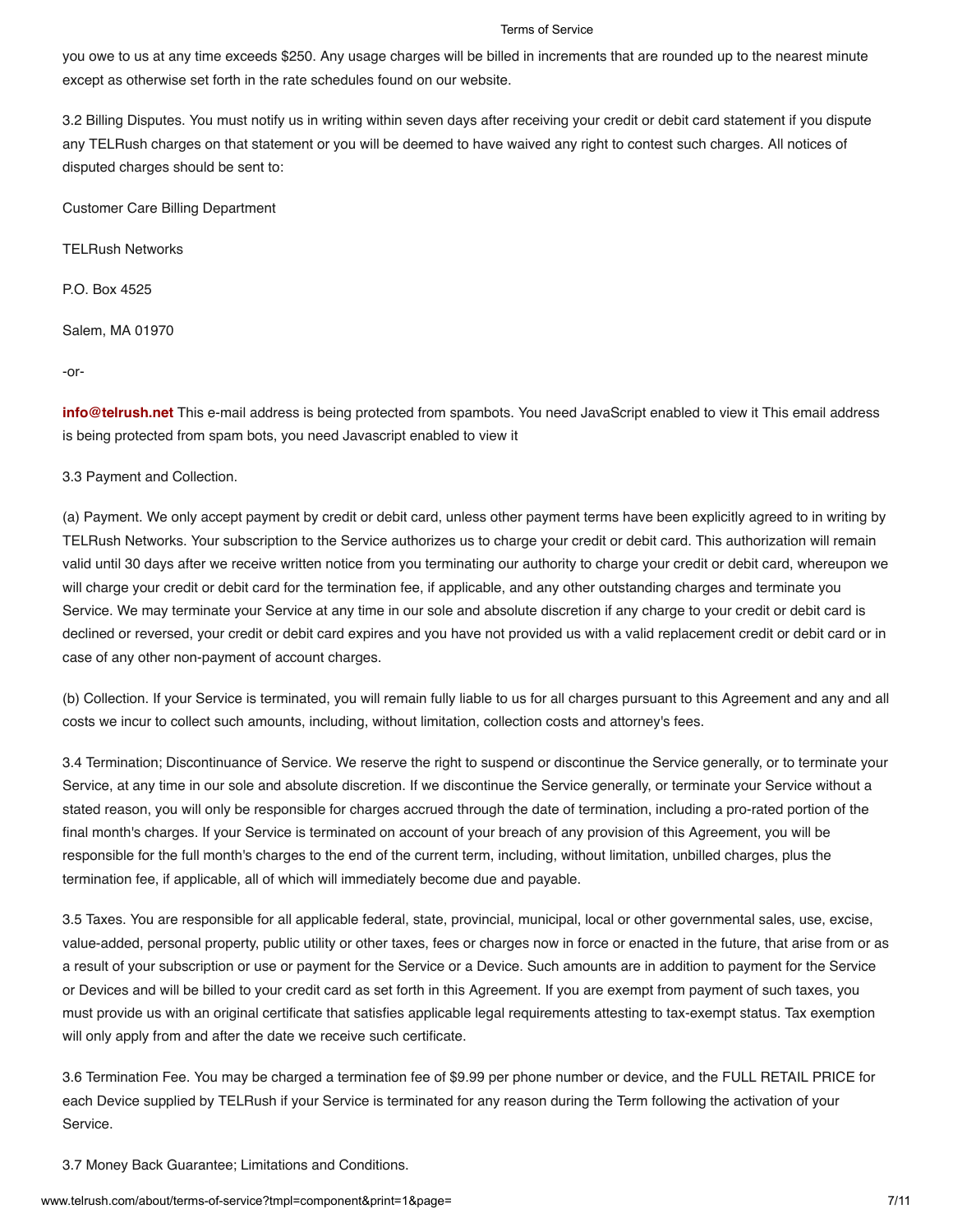you owe to us at any time exceeds $250. Any usage charges will be billed in increments that are rounded up to the nearest minute except as otherwise set forth in the rate schedules found on our website.

3.2 Billing Disputes. You must notify us in writing within seven days after receiving your credit or debit card statement if you dispute any TELRush charges on that statement or you will be deemed to have waived any right to contest such charges. All notices of disputed charges should be sent to:

Customer Care Billing Department

TELRush Networks

P.O. Box 4525

Salem, MA 01970

-or-

**info@telrush.net** This e-mail address is being protected from spambots. You need JavaScript enabled to view it This email address is being protected from spam bots, you need Javascript enabled to view it

3.3 Payment and Collection.

(a) Payment. We only accept payment by credit or debit card, unless other payment terms have been explicitly agreed to in writing by TELRush Networks. Your subscription to the Service authorizes us to charge your credit or debit card. This authorization will remain valid until 30 days after we receive written notice from you terminating our authority to charge your credit or debit card, whereupon we will charge your credit or debit card for the termination fee, if applicable, and any other outstanding charges and terminate you Service. We may terminate your Service at any time in our sole and absolute discretion if any charge to your credit or debit card is declined or reversed, your credit or debit card expires and you have not provided us with a valid replacement credit or debit card or in case of any other non-payment of account charges.

(b) Collection. If your Service is terminated, you will remain fully liable to us for all charges pursuant to this Agreement and any and all costs we incur to collect such amounts, including, without limitation, collection costs and attorney's fees.

3.4 Termination; Discontinuance of Service. We reserve the right to suspend or discontinue the Service generally, or to terminate your Service, at any time in our sole and absolute discretion. If we discontinue the Service generally, or terminate your Service without a stated reason, you will only be responsible for charges accrued through the date of termination, including a pro-rated portion of the final month's charges. If your Service is terminated on account of your breach of any provision of this Agreement, you will be responsible for the full month's charges to the end of the current term, including, without limitation, unbilled charges, plus the termination fee, if applicable, all of which will immediately become due and payable.

3.5 Taxes. You are responsible for all applicable federal, state, provincial, municipal, local or other governmental sales, use, excise, value-added, personal property, public utility or other taxes, fees or charges now in force or enacted in the future, that arise from or as a result of your subscription or use or payment for the Service or a Device. Such amounts are in addition to payment for the Service or Devices and will be billed to your credit card as set forth in this Agreement. If you are exempt from payment of such taxes, you must provide us with an original certificate that satisfies applicable legal requirements attesting to tax-exempt status. Tax exemption will only apply from and after the date we receive such certificate.

3.6 Termination Fee. You may be charged a termination fee of $9.99 per phone number or device, and the FULL RETAIL PRICE for each Device supplied by TELRush if your Service is terminated for any reason during the Term following the activation of your Service.

3.7 Money Back Guarantee; Limitations and Conditions.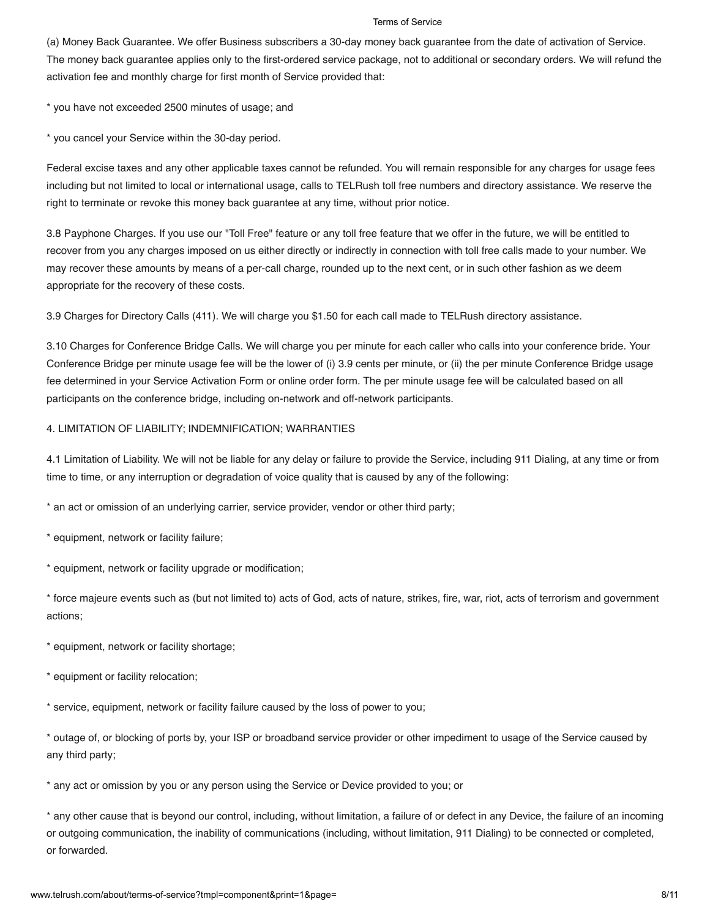(a) Money Back Guarantee. We offer Business subscribers a 30-day money back guarantee from the date of activation of Service. The money back guarantee applies only to the first-ordered service package, not to additional or secondary orders. We will refund the activation fee and monthly charge for first month of Service provided that:

* you have not exceeded 2500 minutes of usage; and

* you cancel your Service within the 30-day period.

Federal excise taxes and any other applicable taxes cannot be refunded. You will remain responsible for any charges for usage fees including but not limited to local or international usage, calls to TELRush toll free numbers and directory assistance. We reserve the right to terminate or revoke this money back guarantee at any time, without prior notice.

3.8 Payphone Charges. If you use our "Toll Free" feature or any toll free feature that we offer in the future, we will be entitled to recover from you any charges imposed on us either directly or indirectly in connection with toll free calls made to your number. We may recover these amounts by means of a per-call charge, rounded up to the next cent, or in such other fashion as we deem appropriate for the recovery of these costs.

3.9 Charges for Directory Calls (411). We will charge you $1.50 for each call made to TELRush directory assistance.

3.10 Charges for Conference Bridge Calls. We will charge you per minute for each caller who calls into your conference bride. Your Conference Bridge per minute usage fee will be the lower of (i) 3.9 cents per minute, or (ii) the per minute Conference Bridge usage fee determined in your Service Activation Form or online order form. The per minute usage fee will be calculated based on all participants on the conference bridge, including on-network and off-network participants.

4. LIMITATION OF LIABILITY; INDEMNIFICATION; WARRANTIES

4.1 Limitation of Liability. We will not be liable for any delay or failure to provide the Service, including 911 Dialing, at any time or from time to time, or any interruption or degradation of voice quality that is caused by any of the following:

* an act or omission of an underlying carrier, service provider, vendor or other third party;

* equipment, network or facility failure;

* equipment, network or facility upgrade or modification;

* force majeure events such as (but not limited to) acts of God, acts of nature, strikes, fire, war, riot, acts of terrorism and government actions;

* equipment, network or facility shortage;

* equipment or facility relocation;

* service, equipment, network or facility failure caused by the loss of power to you;

* outage of, or blocking of ports by, your ISP or broadband service provider or other impediment to usage of the Service caused by any third party;

* any act or omission by you or any person using the Service or Device provided to you; or

* any other cause that is beyond our control, including, without limitation, a failure of or defect in any Device, the failure of an incoming or outgoing communication, the inability of communications (including, without limitation, 911 Dialing) to be connected or completed, or forwarded.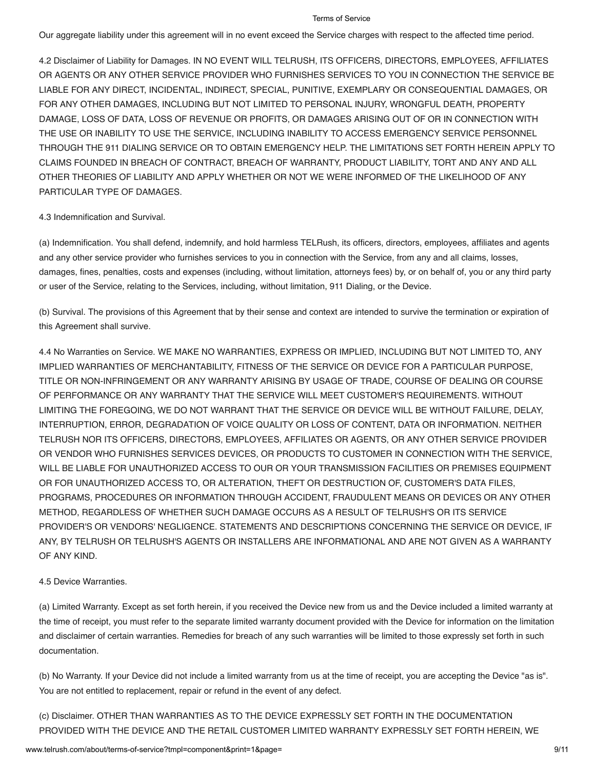Our aggregate liability under this agreement will in no event exceed the Service charges with respect to the affected time period.

4.2 Disclaimer of Liability for Damages. IN NO EVENT WILL TELRUSH, ITS OFFICERS, DIRECTORS, EMPLOYEES, AFFILIATES OR AGENTS OR ANY OTHER SERVICE PROVIDER WHO FURNISHES SERVICES TO YOU IN CONNECTION THE SERVICE BE LIABLE FOR ANY DIRECT, INCIDENTAL, INDIRECT, SPECIAL, PUNITIVE, EXEMPLARY OR CONSEQUENTIAL DAMAGES, OR FOR ANY OTHER DAMAGES, INCLUDING BUT NOT LIMITED TO PERSONAL INJURY, WRONGFUL DEATH, PROPERTY DAMAGE, LOSS OF DATA, LOSS OF REVENUE OR PROFITS, OR DAMAGES ARISING OUT OF OR IN CONNECTION WITH THE USE OR INABILITY TO USE THE SERVICE, INCLUDING INABILITY TO ACCESS EMERGENCY SERVICE PERSONNEL THROUGH THE 911 DIALING SERVICE OR TO OBTAIN EMERGENCY HELP. THE LIMITATIONS SET FORTH HEREIN APPLY TO CLAIMS FOUNDED IN BREACH OF CONTRACT, BREACH OF WARRANTY, PRODUCT LIABILITY, TORT AND ANY AND ALL OTHER THEORIES OF LIABILITY AND APPLY WHETHER OR NOT WE WERE INFORMED OF THE LIKELIHOOD OF ANY PARTICULAR TYPE OF DAMAGES.

4.3 Indemnification and Survival.

(a) Indemnification. You shall defend, indemnify, and hold harmless TELRush, its officers, directors, employees, affiliates and agents and any other service provider who furnishes services to you in connection with the Service, from any and all claims, losses, damages, fines, penalties, costs and expenses (including, without limitation, attorneys fees) by, or on behalf of, you or any third party or user of the Service, relating to the Services, including, without limitation, 911 Dialing, or the Device.

(b) Survival. The provisions of this Agreement that by their sense and context are intended to survive the termination or expiration of this Agreement shall survive.

4.4 No Warranties on Service. WE MAKE NO WARRANTIES, EXPRESS OR IMPLIED, INCLUDING BUT NOT LIMITED TO, ANY IMPLIED WARRANTIES OF MERCHANTABILITY, FITNESS OF THE SERVICE OR DEVICE FOR A PARTICULAR PURPOSE, TITLE OR NON-INFRINGEMENT OR ANY WARRANTY ARISING BY USAGE OF TRADE, COURSE OF DEALING OR COURSE OF PERFORMANCE OR ANY WARRANTY THAT THE SERVICE WILL MEET CUSTOMER'S REQUIREMENTS. WITHOUT LIMITING THE FOREGOING, WE DO NOT WARRANT THAT THE SERVICE OR DEVICE WILL BE WITHOUT FAILURE, DELAY, INTERRUPTION, ERROR, DEGRADATION OF VOICE QUALITY OR LOSS OF CONTENT, DATA OR INFORMATION. NEITHER TELRUSH NOR ITS OFFICERS, DIRECTORS, EMPLOYEES, AFFILIATES OR AGENTS, OR ANY OTHER SERVICE PROVIDER OR VENDOR WHO FURNISHES SERVICES DEVICES, OR PRODUCTS TO CUSTOMER IN CONNECTION WITH THE SERVICE, WILL BE LIABLE FOR UNAUTHORIZED ACCESS TO OUR OR YOUR TRANSMISSION FACILITIES OR PREMISES EQUIPMENT OR FOR UNAUTHORIZED ACCESS TO, OR ALTERATION, THEFT OR DESTRUCTION OF, CUSTOMER'S DATA FILES, PROGRAMS, PROCEDURES OR INFORMATION THROUGH ACCIDENT, FRAUDULENT MEANS OR DEVICES OR ANY OTHER METHOD, REGARDLESS OF WHETHER SUCH DAMAGE OCCURS AS A RESULT OF TELRUSH'S OR ITS SERVICE PROVIDER'S OR VENDORS' NEGLIGENCE. STATEMENTS AND DESCRIPTIONS CONCERNING THE SERVICE OR DEVICE, IF ANY, BY TELRUSH OR TELRUSH'S AGENTS OR INSTALLERS ARE INFORMATIONAL AND ARE NOT GIVEN AS A WARRANTY OF ANY KIND.

4.5 Device Warranties.

(a) Limited Warranty. Except as set forth herein, if you received the Device new from us and the Device included a limited warranty at the time of receipt, you must refer to the separate limited warranty document provided with the Device for information on the limitation and disclaimer of certain warranties. Remedies for breach of any such warranties will be limited to those expressly set forth in such documentation.

(b) No Warranty. If your Device did not include a limited warranty from us at the time of receipt, you are accepting the Device "as is". You are not entitled to replacement, repair or refund in the event of any defect.

(c) Disclaimer. OTHER THAN WARRANTIES AS TO THE DEVICE EXPRESSLY SET FORTH IN THE DOCUMENTATION PROVIDED WITH THE DEVICE AND THE RETAIL CUSTOMER LIMITED WARRANTY EXPRESSLY SET FORTH HEREIN, WE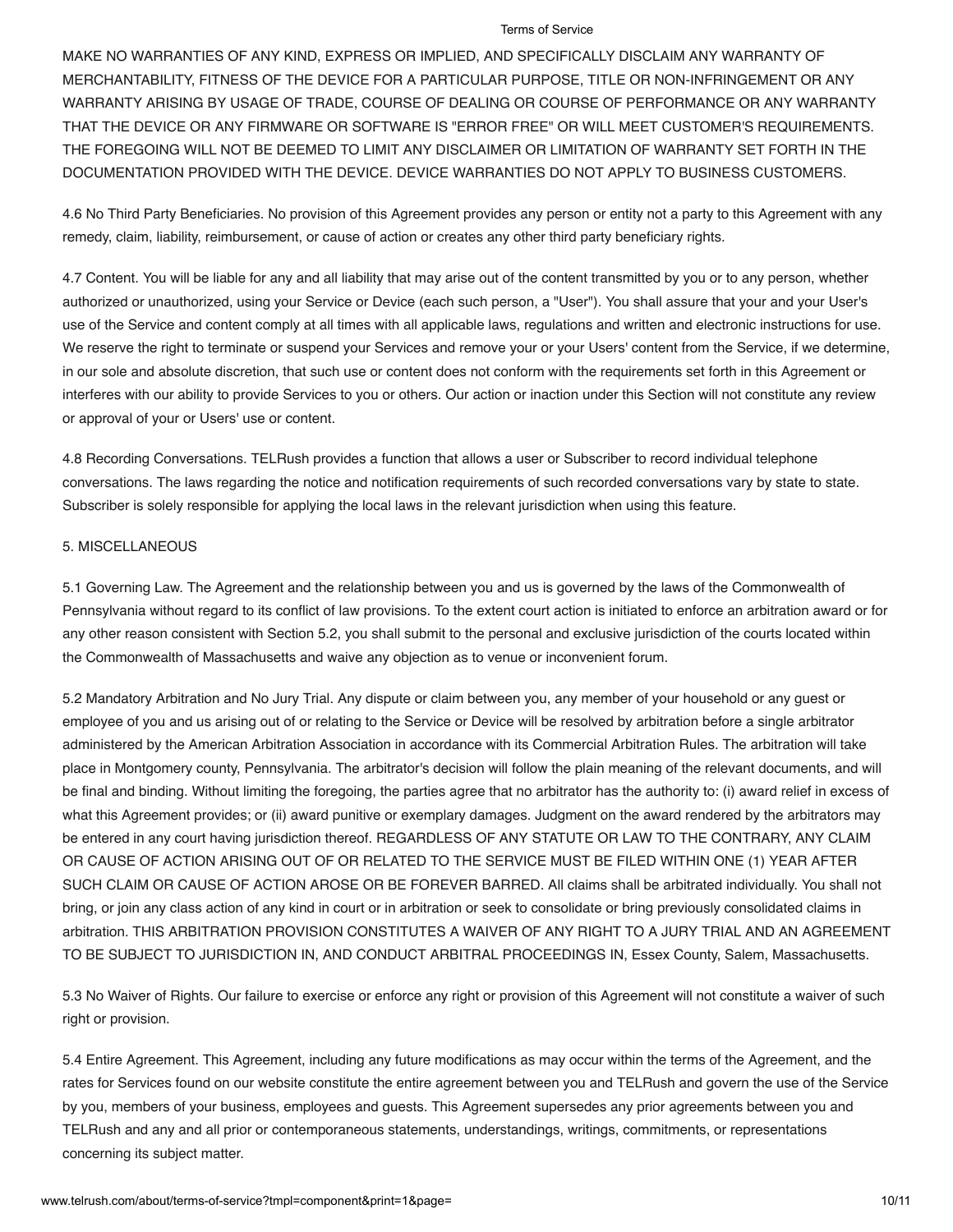MAKE NO WARRANTIES OF ANY KIND, EXPRESS OR IMPLIED, AND SPECIFICALLY DISCLAIM ANY WARRANTY OF MERCHANTABILITY, FITNESS OF THE DEVICE FOR A PARTICULAR PURPOSE, TITLE OR NON-INFRINGEMENT OR ANY WARRANTY ARISING BY USAGE OF TRADE, COURSE OF DEALING OR COURSE OF PERFORMANCE OR ANY WARRANTY THAT THE DEVICE OR ANY FIRMWARE OR SOFTWARE IS "ERROR FREE" OR WILL MEET CUSTOMER'S REQUIREMENTS. THE FOREGOING WILL NOT BE DEEMED TO LIMIT ANY DISCLAIMER OR LIMITATION OF WARRANTY SET FORTH IN THE DOCUMENTATION PROVIDED WITH THE DEVICE. DEVICE WARRANTIES DO NOT APPLY TO BUSINESS CUSTOMERS.

4.6 No Third Party Beneficiaries. No provision of this Agreement provides any person or entity not a party to this Agreement with any remedy, claim, liability, reimbursement, or cause of action or creates any other third party beneficiary rights.

4.7 Content. You will be liable for any and all liability that may arise out of the content transmitted by you or to any person, whether authorized or unauthorized, using your Service or Device (each such person, a "User"). You shall assure that your and your User's use of the Service and content comply at all times with all applicable laws, regulations and written and electronic instructions for use. We reserve the right to terminate or suspend your Services and remove your or your Users' content from the Service, if we determine, in our sole and absolute discretion, that such use or content does not conform with the requirements set forth in this Agreement or interferes with our ability to provide Services to you or others. Our action or inaction under this Section will not constitute any review or approval of your or Users' use or content.

4.8 Recording Conversations. TELRush provides a function that allows a user or Subscriber to record individual telephone conversations. The laws regarding the notice and notification requirements of such recorded conversations vary by state to state. Subscriber is solely responsible for applying the local laws in the relevant jurisdiction when using this feature.

5. MISCELLANEOUS

5.1 Governing Law. The Agreement and the relationship between you and us is governed by the laws of the Commonwealth of Pennsylvania without regard to its conflict of law provisions. To the extent court action is initiated to enforce an arbitration award or for any other reason consistent with Section 5.2, you shall submit to the personal and exclusive jurisdiction of the courts located within the Commonwealth of Massachusetts and waive any objection as to venue or inconvenient forum.

5.2 Mandatory Arbitration and No Jury Trial. Any dispute or claim between you, any member of your household or any guest or employee of you and us arising out of or relating to the Service or Device will be resolved by arbitration before a single arbitrator administered by the American Arbitration Association in accordance with its Commercial Arbitration Rules. The arbitration will take place in Montgomery county, Pennsylvania. The arbitrator's decision will follow the plain meaning of the relevant documents, and will be final and binding. Without limiting the foregoing, the parties agree that no arbitrator has the authority to: (i) award relief in excess of what this Agreement provides; or (ii) award punitive or exemplary damages. Judgment on the award rendered by the arbitrators may be entered in any court having jurisdiction thereof. REGARDLESS OF ANY STATUTE OR LAW TO THE CONTRARY, ANY CLAIM OR CAUSE OF ACTION ARISING OUT OF OR RELATED TO THE SERVICE MUST BE FILED WITHIN ONE (1) YEAR AFTER SUCH CLAIM OR CAUSE OF ACTION AROSE OR BE FOREVER BARRED. All claims shall be arbitrated individually. You shall not bring, or join any class action of any kind in court or in arbitration or seek to consolidate or bring previously consolidated claims in arbitration. THIS ARBITRATION PROVISION CONSTITUTES A WAIVER OF ANY RIGHT TO A JURY TRIAL AND AN AGREEMENT TO BE SUBJECT TO JURISDICTION IN, AND CONDUCT ARBITRAL PROCEEDINGS IN, Essex County, Salem, Massachusetts.

5.3 No Waiver of Rights. Our failure to exercise or enforce any right or provision of this Agreement will not constitute a waiver of such right or provision.

5.4 Entire Agreement. This Agreement, including any future modifications as may occur within the terms of the Agreement, and the rates for Services found on our website constitute the entire agreement between you and TELRush and govern the use of the Service by you, members of your business, employees and guests. This Agreement supersedes any prior agreements between you and TELRush and any and all prior or contemporaneous statements, understandings, writings, commitments, or representations concerning its subject matter.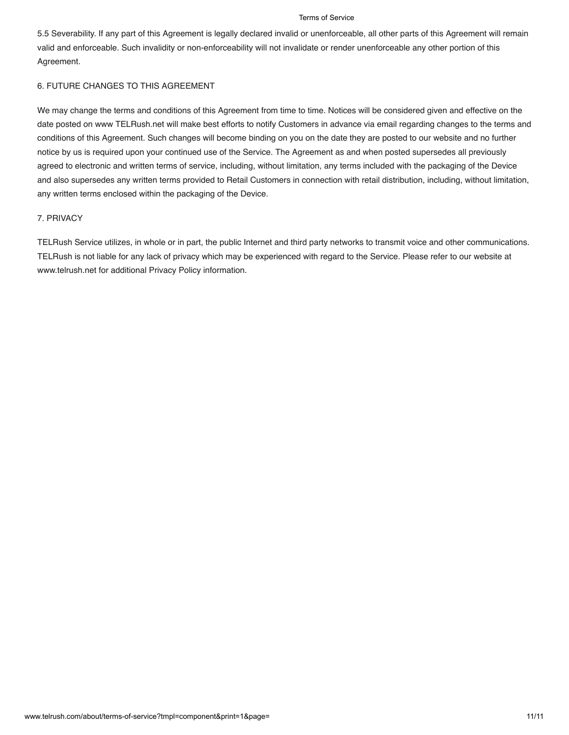5.5 Severability. If any part of this Agreement is legally declared invalid or unenforceable, all other parts of this Agreement will remain valid and enforceable. Such invalidity or non-enforceability will not invalidate or render unenforceable any other portion of this Agreement.

## 6. FUTURE CHANGES TO THIS AGREEMENT

We may change the terms and conditions of this Agreement from time to time. Notices will be considered given and effective on the date posted on www TELRush.net will make best efforts to notify Customers in advance via email regarding changes to the terms and conditions of this Agreement. Such changes will become binding on you on the date they are posted to our website and no further notice by us is required upon your continued use of the Service. The Agreement as and when posted supersedes all previously agreed to electronic and written terms of service, including, without limitation, any terms included with the packaging of the Device and also supersedes any written terms provided to Retail Customers in connection with retail distribution, including, without limitation, any written terms enclosed within the packaging of the Device.

## 7. PRIVACY

TELRush Service utilizes, in whole or in part, the public Internet and third party networks to transmit voice and other communications. TELRush is not liable for any lack of privacy which may be experienced with regard to the Service. Please refer to our website at www.telrush.net for additional Privacy Policy information.